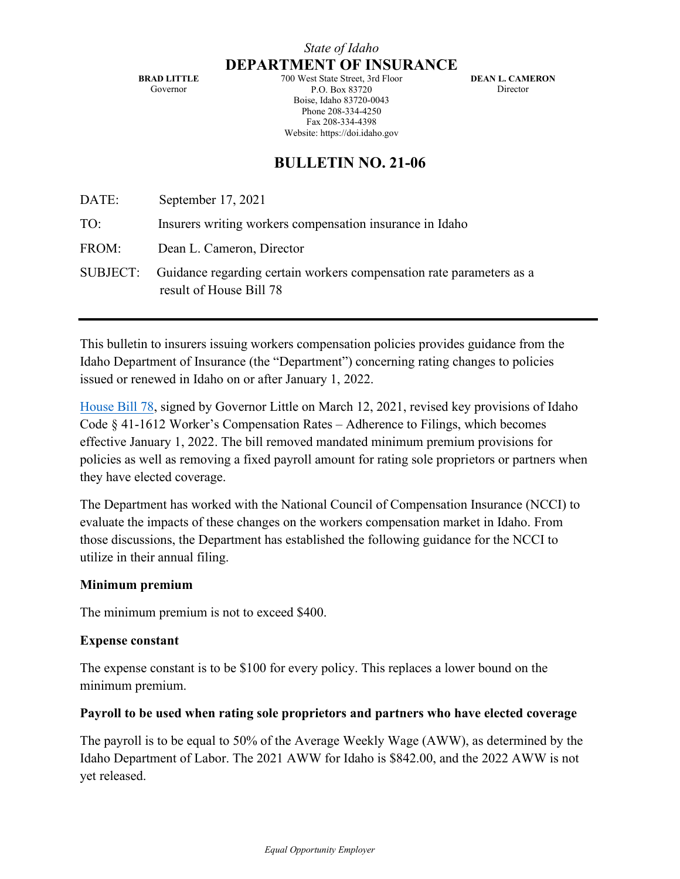*State of Idaho*

**DEPARTMENT OF INSURANCE**

**BRAD LITTLE**
Governor

700 West State Street, 3rd Floor
P.O. Box 83720
Boise, Idaho 83720-0043
Phone 208-334-4250
Fax 208-334-4398
Website: https://doi.idaho.gov

**DEAN L. CAMERON**
Director

# BULLETIN NO. 21-06

DATE: September 17, 2021

TO: Insurers writing workers compensation insurance in Idaho

FROM: Dean L. Cameron, Director

SUBJECT: Guidance regarding certain workers compensation rate parameters as a result of House Bill 78

---

This bulletin to insurers issuing workers compensation policies provides guidance from the Idaho Department of Insurance (the "Department") concerning rating changes to policies issued or renewed in Idaho on or after January 1, 2022.

House Bill 78, signed by Governor Little on March 12, 2021, revised key provisions of Idaho Code § 41-1612 Worker's Compensation Rates – Adherence to Filings, which becomes effective January 1, 2022. The bill removed mandated minimum premium provisions for policies as well as removing a fixed payroll amount for rating sole proprietors or partners when they have elected coverage.

The Department has worked with the National Council of Compensation Insurance (NCCI) to evaluate the impacts of these changes on the workers compensation market in Idaho. From those discussions, the Department has established the following guidance for the NCCI to utilize in their annual filing.

**Minimum premium**

The minimum premium is not to exceed $400.

**Expense constant**

The expense constant is to be $100 for every policy. This replaces a lower bound on the minimum premium.

**Payroll to be used when rating sole proprietors and partners who have elected coverage**

The payroll is to be equal to 50% of the Average Weekly Wage (AWW), as determined by the Idaho Department of Labor. The 2021 AWW for Idaho is $842.00, and the 2022 AWW is not yet released.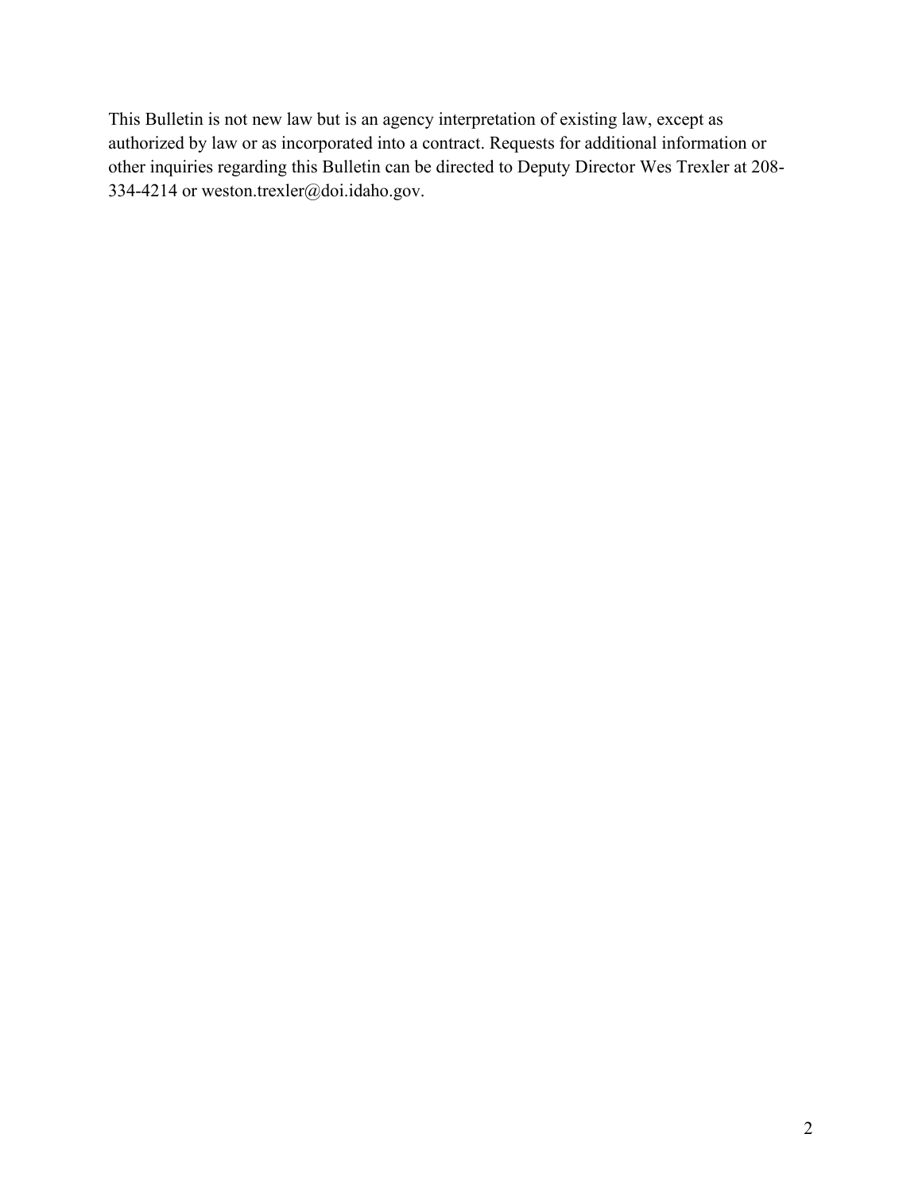This Bulletin is not new law but is an agency interpretation of existing law, except as authorized by law or as incorporated into a contract. Requests for additional information or other inquiries regarding this Bulletin can be directed to Deputy Director Wes Trexler at 208-334-4214 or weston.trexler@doi.idaho.gov.